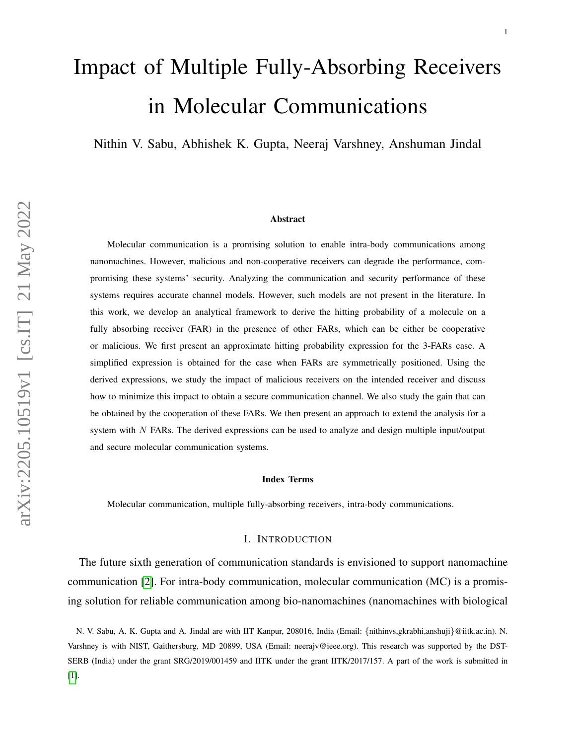# Impact of Multiple Fully-Absorbing Receivers in Molecular Communications

Nithin V. Sabu, Abhishek K. Gupta, Neeraj Varshney, Anshuman Jindal

### Abstract

Molecular communication is a promising solution to enable intra-body communications among nanomachines. However, malicious and non-cooperative receivers can degrade the performance, compromising these systems' security. Analyzing the communication and security performance of these systems requires accurate channel models. However, such models are not present in the literature. In this work, we develop an analytical framework to derive the hitting probability of a molecule on a fully absorbing receiver (FAR) in the presence of other FARs, which can be either be cooperative or malicious. We first present an approximate hitting probability expression for the 3-FARs case. A simplified expression is obtained for the case when FARs are symmetrically positioned. Using the derived expressions, we study the impact of malicious receivers on the intended receiver and discuss how to minimize this impact to obtain a secure communication channel. We also study the gain that can be obtained by the cooperation of these FARs. We then present an approach to extend the analysis for a system with $N$ FARs. The derived expressions can be used to analyze and design multiple input/output and secure molecular communication systems.

### Index Terms

Molecular communication, multiple fully-absorbing receivers, intra-body communications.

## I. Introduction

The future sixth generation of communication standards is envisioned to support nanomachine communication [2]. For intra-body communication, molecular communication (MC) is a promising solution for reliable communication among bio-nanomachines (nanomachines with biological

N. V. Sabu, A. K. Gupta and A. Jindal are with IIT Kanpur, 208016, India (Email: {nithinvs,gkrabhi,anshuji}@iitk.ac.in). N. Varshney is with NIST, Gaithersburg, MD 20899, USA (Email: neerajv@ieee.org). This research was supported by the DST-SERB (India) under the grant SRG/2019/001459 and IITK under the grant IITK/2017/157. A part of the work is submitted in [1].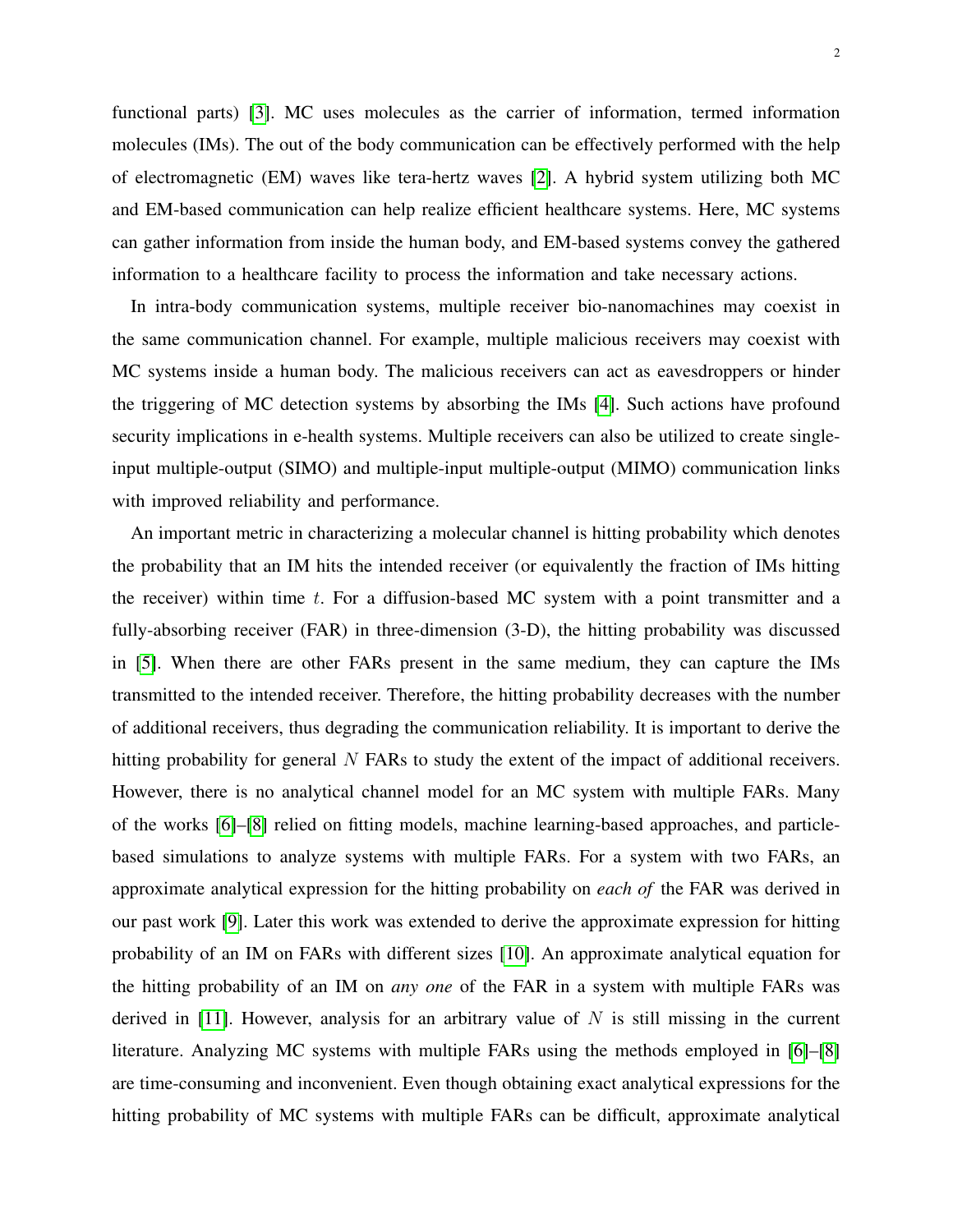functional parts) [3]. MC uses molecules as the carrier of information, termed information molecules (IMs). The out of the body communication can be effectively performed with the help of electromagnetic (EM) waves like tera-hertz waves [2]. A hybrid system utilizing both MC and EM-based communication can help realize efficient healthcare systems. Here, MC systems can gather information from inside the human body, and EM-based systems convey the gathered information to a healthcare facility to process the information and take necessary actions.

In intra-body communication systems, multiple receiver bio-nanomachines may coexist in the same communication channel. For example, multiple malicious receivers may coexist with MC systems inside a human body. The malicious receivers can act as eavesdroppers or hinder the triggering of MC detection systems by absorbing the IMs [4]. Such actions have profound security implications in e-health systems. Multiple receivers can also be utilized to create single-input multiple-output (SIMO) and multiple-input multiple-output (MIMO) communication links with improved reliability and performance.

An important metric in characterizing a molecular channel is hitting probability which denotes the probability that an IM hits the intended receiver (or equivalently the fraction of IMs hitting the receiver) within time $t$. For a diffusion-based MC system with a point transmitter and a fully-absorbing receiver (FAR) in three-dimension (3-D), the hitting probability was discussed in [5]. When there are other FARs present in the same medium, they can capture the IMs transmitted to the intended receiver. Therefore, the hitting probability decreases with the number of additional receivers, thus degrading the communication reliability. It is important to derive the hitting probability for general $N$ FARs to study the extent of the impact of additional receivers. However, there is no analytical channel model for an MC system with multiple FARs. Many of the works [6]–[8] relied on fitting models, machine learning-based approaches, and particle-based simulations to analyze systems with multiple FARs. For a system with two FARs, an approximate analytical expression for the hitting probability on *each of* the FAR was derived in our past work [9]. Later this work was extended to derive the approximate expression for hitting probability of an IM on FARs with different sizes [10]. An approximate analytical equation for the hitting probability of an IM on *any one* of the FAR in a system with multiple FARs was derived in [11]. However, analysis for an arbitrary value of $N$ is still missing in the current literature. Analyzing MC systems with multiple FARs using the methods employed in [6]–[8] are time-consuming and inconvenient. Even though obtaining exact analytical expressions for the hitting probability of MC systems with multiple FARs can be difficult, approximate analytical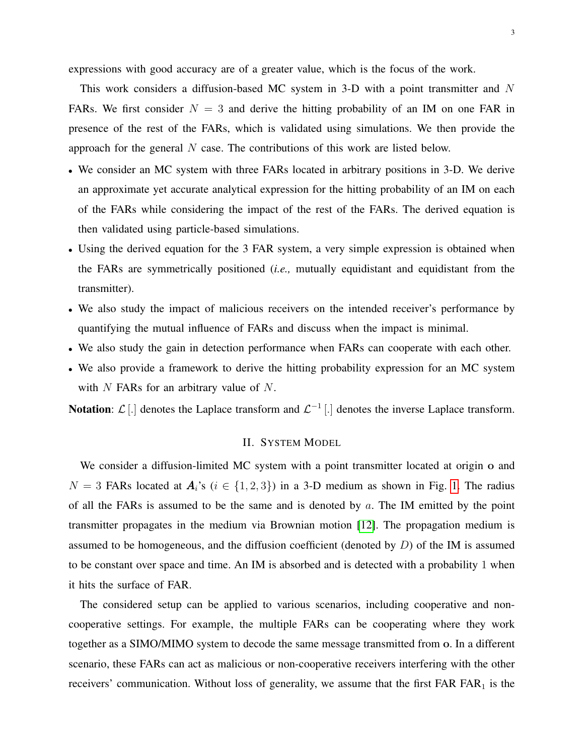expressions with good accuracy are of a greater value, which is the focus of the work.

This work considers a diffusion-based MC system in 3-D with a point transmitter and $N$ FARs. We first consider $N = 3$ and derive the hitting probability of an IM on one FAR in presence of the rest of the FARs, which is validated using simulations. We then provide the approach for the general $N$ case. The contributions of this work are listed below.

- We consider an MC system with three FARs located in arbitrary positions in 3-D. We derive an approximate yet accurate analytical expression for the hitting probability of an IM on each of the FARs while considering the impact of the rest of the FARs. The derived equation is then validated using particle-based simulations.
- Using the derived equation for the 3 FAR system, a very simple expression is obtained when the FARs are symmetrically positioned (*i.e.,* mutually equidistant and equidistant from the transmitter).
- We also study the impact of malicious receivers on the intended receiver's performance by quantifying the mutual influence of FARs and discuss when the impact is minimal.
- We also study the gain in detection performance when FARs can cooperate with each other.
- We also provide a framework to derive the hitting probability expression for an MC system with $N$ FARs for an arbitrary value of $N$.

**Notation**: $\mathcal{L}\left[.\right]$ denotes the Laplace transform and $\mathcal{L}^{-1}\left[.\right]$ denotes the inverse Laplace transform.

## II. System Model

We consider a diffusion-limited MC system with a point transmitter located at origin $\mathbf{o}$ and $N = 3$ FARs located at $\boldsymbol{A}_i$'s ($i \in \{1, 2, 3\}$) in a 3-D medium as shown in Fig. 1. The radius of all the FARs is assumed to be the same and is denoted by $a$. The IM emitted by the point transmitter propagates in the medium via Brownian motion [12]. The propagation medium is assumed to be homogeneous, and the diffusion coefficient (denoted by $D$) of the IM is assumed to be constant over space and time. An IM is absorbed and is detected with a probability 1 when it hits the surface of FAR.

The considered setup can be applied to various scenarios, including cooperative and non-cooperative settings. For example, the multiple FARs can be cooperating where they work together as a SIMO/MIMO system to decode the same message transmitted from $\mathbf{o}$. In a different scenario, these FARs can act as malicious or non-cooperative receivers interfering with the other receivers' communication. Without loss of generality, we assume that the first FAR $\text{FAR}_1$ is the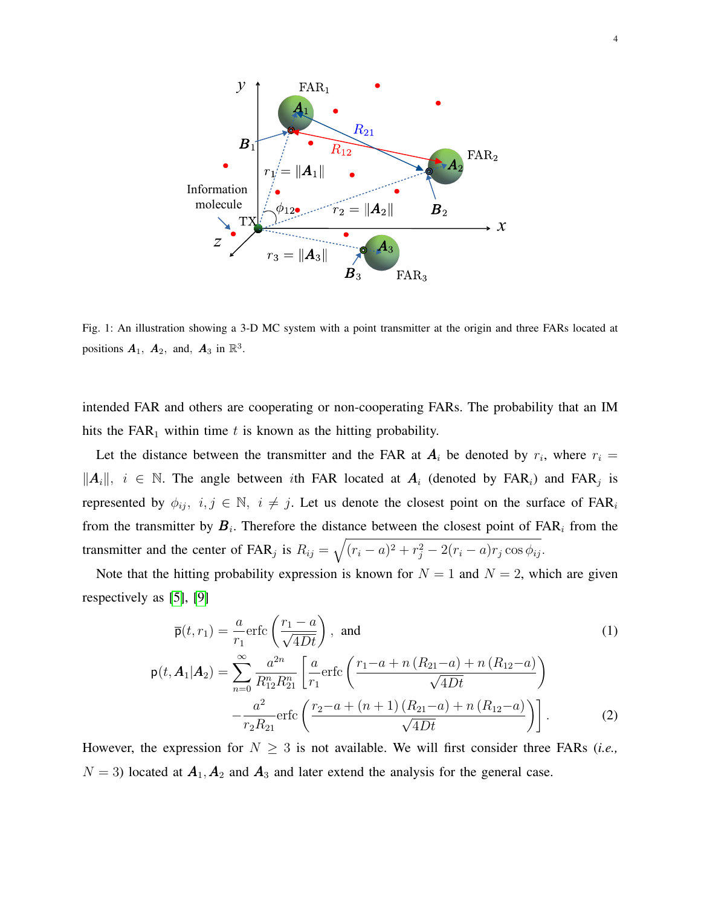Fig. 1: An illustration showing a 3-D MC system with a point transmitter at the origin and three FARs located at positions $\boldsymbol{A}_1,\ \boldsymbol{A}_2,$ and, $\boldsymbol{A}_3$ in $\mathbb{R}^3$.

intended FAR and others are cooperating or non-cooperating FARs. The probability that an IM hits the $\text{FAR}_1$ within time $t$ is known as the hitting probability.

Let the distance between the transmitter and the FAR at $\boldsymbol{A}_i$ be denoted by $r_i$, where $r_i = \|\boldsymbol{A}_i\|,\ i \in \mathbb{N}$. The angle between $i$th FAR located at $\boldsymbol{A}_i$ (denoted by $\text{FAR}_i$) and $\text{FAR}_j$ is represented by $\phi_{ij},\ i,j \in \mathbb{N},\ i \neq j$. Let us denote the closest point on the surface of $\text{FAR}_i$ from the transmitter by $\boldsymbol{B}_i$. Therefore the distance between the closest point of $\text{FAR}_i$ from the transmitter and the center of $\text{FAR}_j$ is $R_{ij} = \sqrt{(r_i - a)^2 + r_j^2 - 2(r_i - a) r_j \cos\phi_{ij}}$.

Note that the hitting probability expression is known for $N = 1$ and $N = 2$, which are given respectively as [5], [9]

$$\bar{\mathsf{p}}(t, r_1) = \frac{a}{r_1}\text{erfc}\left(\frac{r_1 - a}{\sqrt{4Dt}}\right),\ \text{ and} \tag{1}$$

$$\mathsf{p}(t, \boldsymbol{A}_1|\boldsymbol{A}_2) = \sum_{n=0}^{\infty} \frac{a^{2n}}{R_{12}^n R_{21}^n}\left[\frac{a}{r_1}\text{erfc}\left(\frac{r_1 - a + n\left(R_{21} - a\right) + n\left(R_{12} - a\right)}{\sqrt{4Dt}}\right)\right.$$
$$\left. - \frac{a^2}{r_2 R_{21}}\text{erfc}\left(\frac{r_2 - a + (n+1)\left(R_{21} - a\right) + n\left(R_{12} - a\right)}{\sqrt{4Dt}}\right)\right]. \tag{2}$$

However, the expression for $N \geq 3$ is not available. We will first consider three FARs (*i.e.*, $N = 3$) located at $\boldsymbol{A}_1, \boldsymbol{A}_2$ and $\boldsymbol{A}_3$ and later extend the analysis for the general case.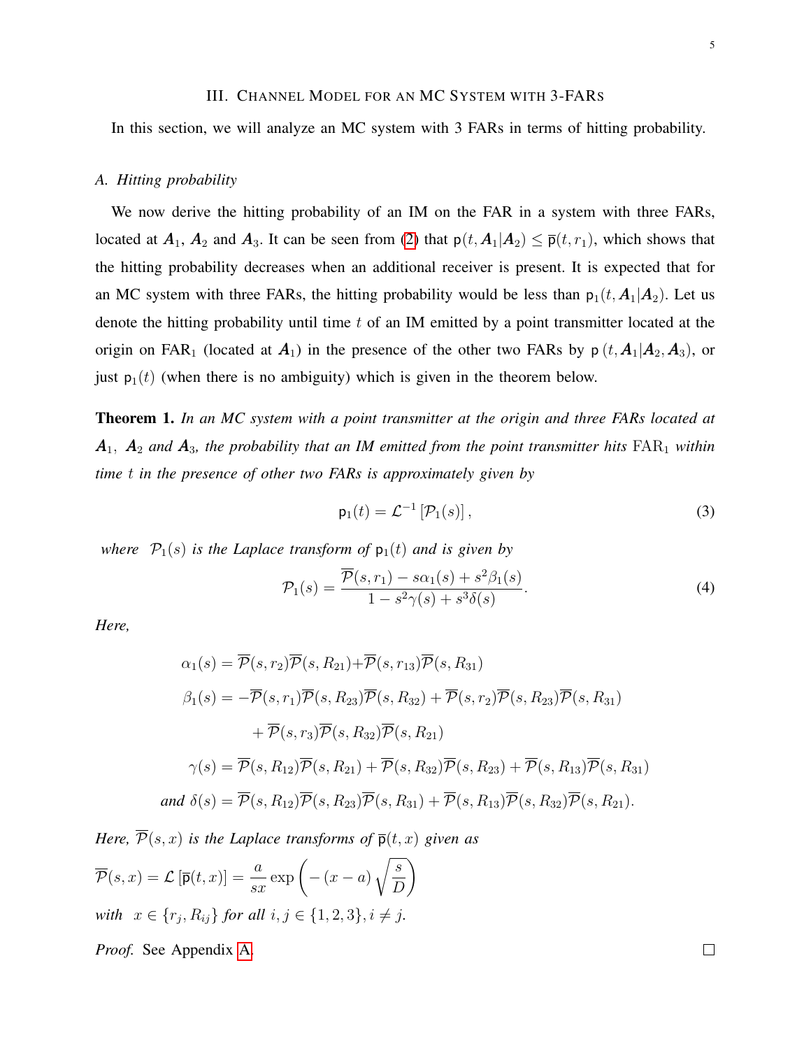## III. Channel Model for an MC System with 3-FARs

In this section, we will analyze an MC system with 3 FARs in terms of hitting probability.

### A. Hitting probability

We now derive the hitting probability of an IM on the FAR in a system with three FARs, located at $\boldsymbol{A}_1$, $\boldsymbol{A}_2$ and $\boldsymbol{A}_3$. It can be seen from (2) that $\mathsf{p}(t, \boldsymbol{A}_1|\boldsymbol{A}_2) \leq \overline{\mathsf{p}}(t, r_1)$, which shows that the hitting probability decreases when an additional receiver is present. It is expected that for an MC system with three FARs, the hitting probability would be less than $\mathsf{p}_1(t, \boldsymbol{A}_1|\boldsymbol{A}_2)$. Let us denote the hitting probability until time $t$ of an IM emitted by a point transmitter located at the origin on $\text{FAR}_1$ (located at $\boldsymbol{A}_1$) in the presence of the other two FARs by $\mathsf{p}\left(t, \boldsymbol{A}_1|\boldsymbol{A}_2, \boldsymbol{A}_3\right)$, or just $\mathsf{p}_1(t)$ (when there is no ambiguity) which is given in the theorem below.

**Theorem 1.** *In an MC system with a point transmitter at the origin and three FARs located at $\boldsymbol{A}_1$, $\boldsymbol{A}_2$ and $\boldsymbol{A}_3$, the probability that an IM emitted from the point transmitter hits $\text{FAR}_1$ within time $t$ in the presence of other two FARs is approximately given by*

$$\mathsf{p}_1(t) = \mathcal{L}^{-1}\left[\mathcal{P}_1(s)\right], \tag{3}$$

*where $\mathcal{P}_1(s)$ is the Laplace transform of $\mathsf{p}_1(t)$ and is given by*

$$\mathcal{P}_1(s) = \frac{\overline{\mathcal{P}}(s, r_1) - s\alpha_1(s) + s^2\beta_1(s)}{1 - s^2\gamma(s) + s^3\delta(s)}. \tag{4}$$

*Here,*

$$\begin{aligned}
\alpha_1(s) &= \overline{\mathcal{P}}(s, r_2)\overline{\mathcal{P}}(s, R_{21}) + \overline{\mathcal{P}}(s, r_{13})\overline{\mathcal{P}}(s, R_{31}) \\
\beta_1(s) &= -\overline{\mathcal{P}}(s, r_1)\overline{\mathcal{P}}(s, R_{23})\overline{\mathcal{P}}(s, R_{32}) + \overline{\mathcal{P}}(s, r_2)\overline{\mathcal{P}}(s, R_{23})\overline{\mathcal{P}}(s, R_{31}) \\
&\quad + \overline{\mathcal{P}}(s, r_3)\overline{\mathcal{P}}(s, R_{32})\overline{\mathcal{P}}(s, R_{21}) \\
\gamma(s) &= \overline{\mathcal{P}}(s, R_{12})\overline{\mathcal{P}}(s, R_{21}) + \overline{\mathcal{P}}(s, R_{32})\overline{\mathcal{P}}(s, R_{23}) + \overline{\mathcal{P}}(s, R_{13})\overline{\mathcal{P}}(s, R_{31}) \\
\text{and } \delta(s) &= \overline{\mathcal{P}}(s, R_{12})\overline{\mathcal{P}}(s, R_{23})\overline{\mathcal{P}}(s, R_{31}) + \overline{\mathcal{P}}(s, R_{13})\overline{\mathcal{P}}(s, R_{32})\overline{\mathcal{P}}(s, R_{21}).
\end{aligned}$$

*Here, $\overline{\mathcal{P}}(s, x)$ is the Laplace transforms of $\overline{\mathsf{p}}(t, x)$ given as*

$$\overline{\mathcal{P}}(s, x) = \mathcal{L}\left[\overline{\mathsf{p}}(t, x)\right] = \frac{a}{sx}\exp\left(-(x-a)\sqrt{\frac{s}{D}}\right)$$

*with $x \in \{r_j, R_{ij}\}$ for all $i, j \in \{1, 2, 3\}, i \neq j$.*

*Proof.* See Appendix A. ∎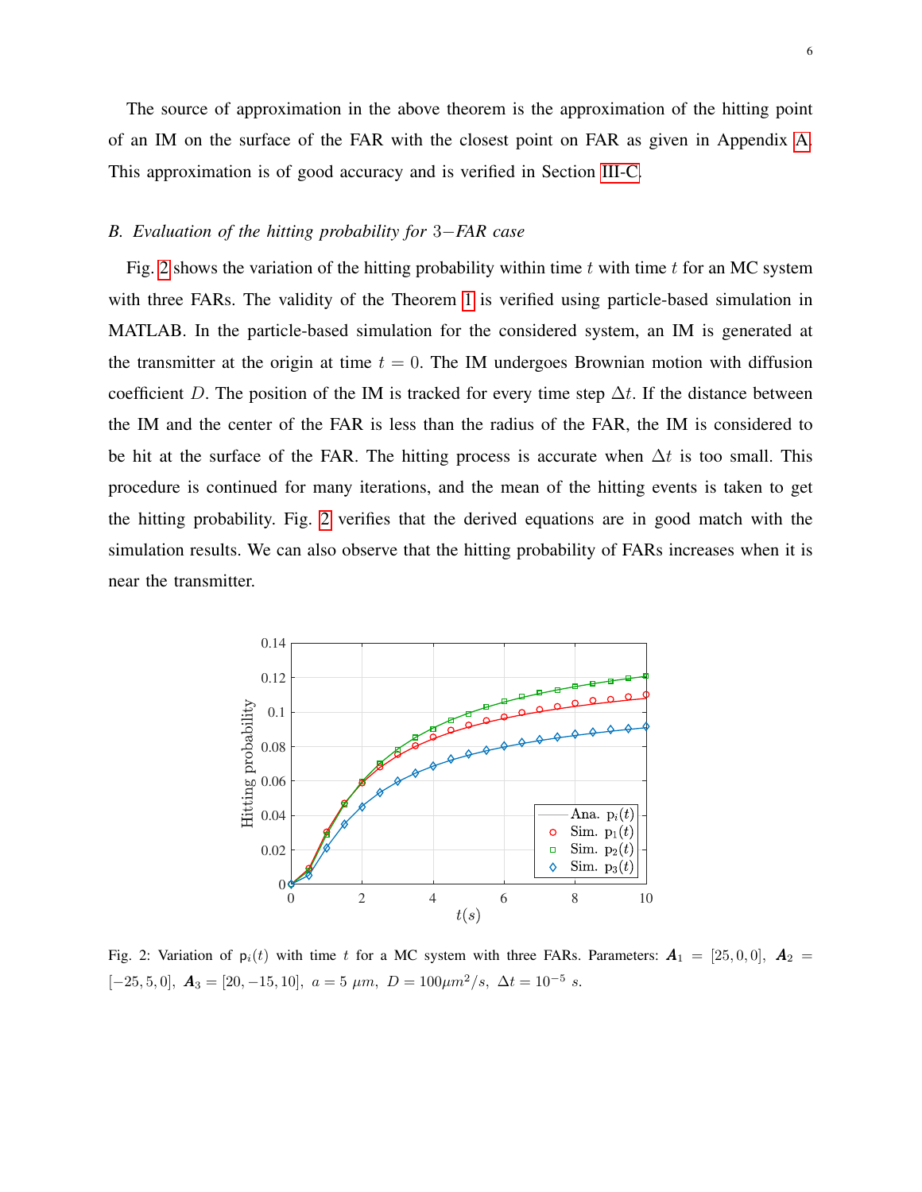The source of approximation in the above theorem is the approximation of the hitting point of an IM on the surface of the FAR with the closest point on FAR as given in Appendix A. This approximation is of good accuracy and is verified in Section III-C.

### *B. Evaluation of the hitting probability for* $3-$*FAR case*

Fig. 2 shows the variation of the hitting probability within time $t$ with time $t$ for an MC system with three FARs. The validity of the Theorem 1 is verified using particle-based simulation in MATLAB. In the particle-based simulation for the considered system, an IM is generated at the transmitter at the origin at time $t = 0$. The IM undergoes Brownian motion with diffusion coefficient $D$. The position of the IM is tracked for every time step $\Delta t$. If the distance between the IM and the center of the FAR is less than the radius of the FAR, the IM is considered to be hit at the surface of the FAR. The hitting process is accurate when $\Delta t$ is too small. This procedure is continued for many iterations, and the mean of the hitting events is taken to get the hitting probability. Fig. 2 verifies that the derived equations are in good match with the simulation results. We can also observe that the hitting probability of FARs increases when it is near the transmitter.

Fig. 2: Variation of $\mathrm{p}_i(t)$ with time $t$ for a MC system with three FARs. Parameters: $\boldsymbol{A}_1 = [25, 0, 0]$, $\boldsymbol{A}_2 = [-25, 5, 0]$, $\boldsymbol{A}_3 = [20, -15, 10]$, $a = 5\ \mu m$, $D = 100 \mu m^2/s$, $\Delta t = 10^{-5}\ s$.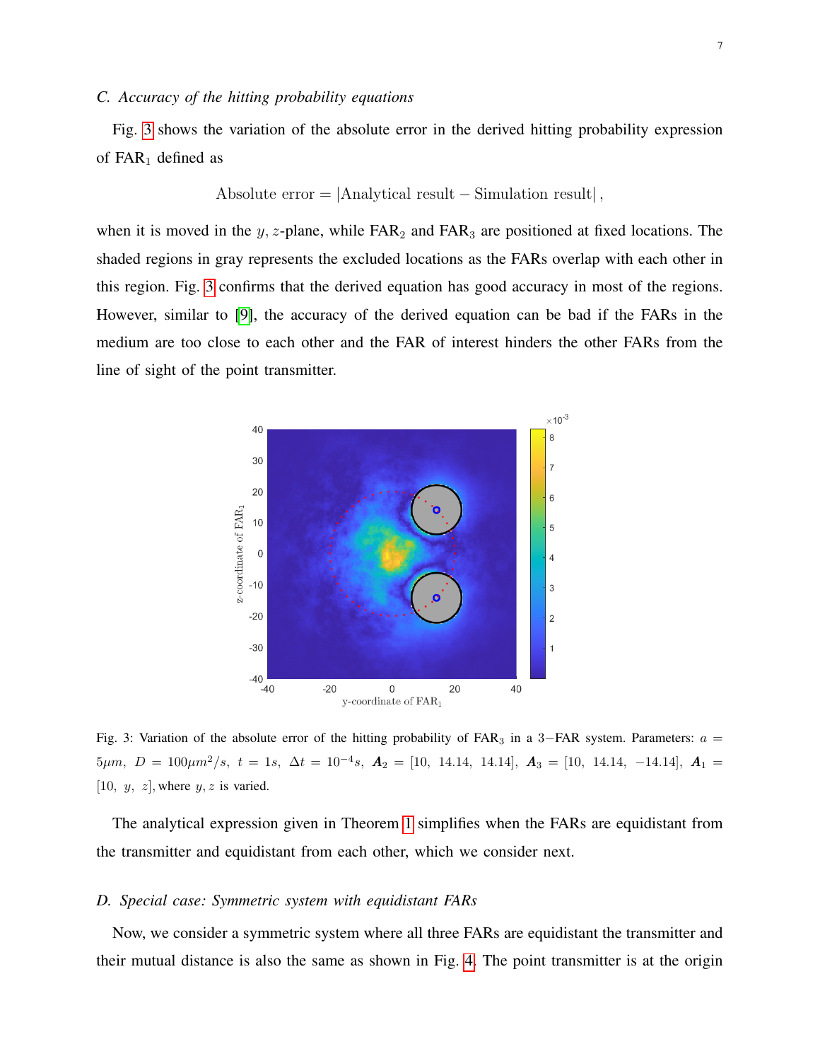### C. Accuracy of the hitting probability equations

Fig. 3 shows the variation of the absolute error in the derived hitting probability expression of $\text{FAR}_1$ defined as

$$\text{Absolute error} = |\text{Analytical result} - \text{Simulation result}|,$$

when it is moved in the $y, z$-plane, while $\text{FAR}_2$ and $\text{FAR}_3$ are positioned at fixed locations. The shaded regions in gray represents the excluded locations as the FARs overlap with each other in this region. Fig. 3 confirms that the derived equation has good accuracy in most of the regions. However, similar to [9], the accuracy of the derived equation can be bad if the FARs in the medium are too close to each other and the FAR of interest hinders the other FARs from the line of sight of the point transmitter.

Fig. 3: Variation of the absolute error of the hitting probability of $\text{FAR}_3$ in a $3-$FAR system. Parameters: $a = 5\mu m$, $D = 100\mu m^2/s$, $t = 1s$, $\Delta t = 10^{-4}s$, $\boldsymbol{A}_2 = [10,\ 14.14,\ 14.14]$, $\boldsymbol{A}_3 = [10,\ 14.14,\ -14.14]$, $\boldsymbol{A}_1 = [10,\ y,\ z]$, where $y, z$ is varied.

The analytical expression given in Theorem 1 simplifies when the FARs are equidistant from the transmitter and equidistant from each other, which we consider next.

### D. Special case: Symmetric system with equidistant FARs

Now, we consider a symmetric system where all three FARs are equidistant the transmitter and their mutual distance is also the same as shown in Fig. 4. The point transmitter is at the origin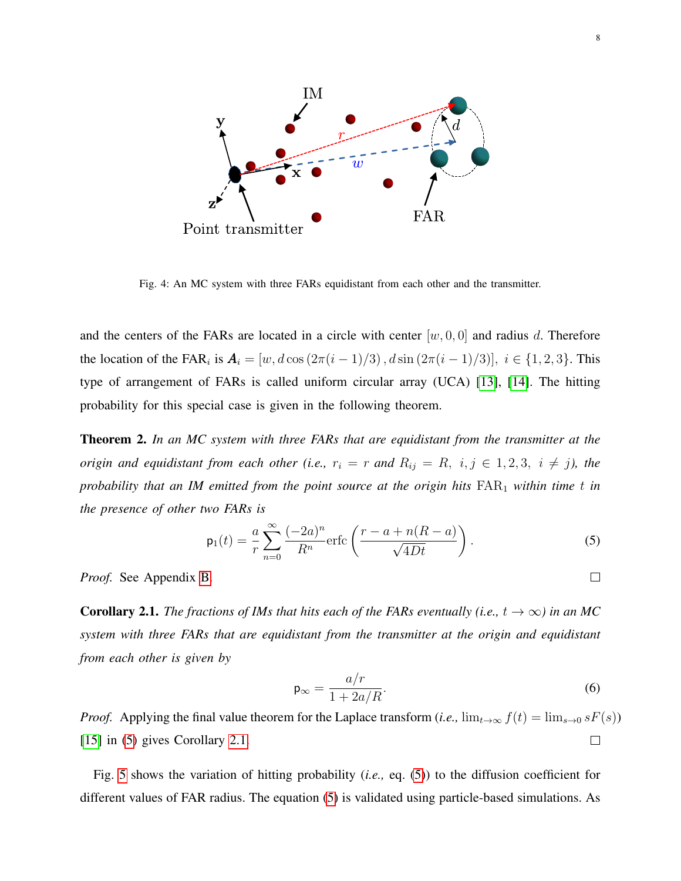Fig. 4: An MC system with three FARs equidistant from each other and the transmitter.

and the centers of the FARs are located in a circle with center $[w, 0, 0]$ and radius $d$. Therefore the location of the FAR$_i$ is $\boldsymbol{A}_i = [w, d\cos(2\pi(i-1)/3), d\sin(2\pi(i-1)/3)],\ i \in \{1, 2, 3\}$. This type of arrangement of FARs is called uniform circular array (UCA) [13], [14]. The hitting probability for this special case is given in the following theorem.

**Theorem 2.** *In an MC system with three FARs that are equidistant from the transmitter at the origin and equidistant from each other (i.e., $r_i = r$ and $R_{ij} = R,\ i, j \in 1, 2, 3,\ i \neq j$), the probability that an IM emitted from the point source at the origin hits* $\mathrm{FAR}_1$ *within time $t$ in the presence of other two FARs is*

$$\mathsf{p}_1(t) = \frac{a}{r} \sum_{n=0}^{\infty} \frac{(-2a)^n}{R^n} \mathrm{erfc}\left( \frac{r - a + n(R - a)}{\sqrt{4Dt}} \right). \tag{5}$$

*Proof.* See Appendix B. □

**Corollary 2.1.** *The fractions of IMs that hits each of the FARs eventually (i.e., $t \to \infty$) in an MC system with three FARs that are equidistant from the transmitter at the origin and equidistant from each other is given by*

$$\mathsf{p}_\infty = \frac{a/r}{1 + 2a/R}. \tag{6}$$

*Proof.* Applying the final value theorem for the Laplace transform (*i.e.,* $\lim_{t\to\infty} f(t) = \lim_{s\to 0} sF(s)$) [15] in (5) gives Corollary 2.1. □

Fig. 5 shows the variation of hitting probability (*i.e.,* eq. (5)) to the diffusion coefficient for different values of FAR radius. The equation (5) is validated using particle-based simulations. As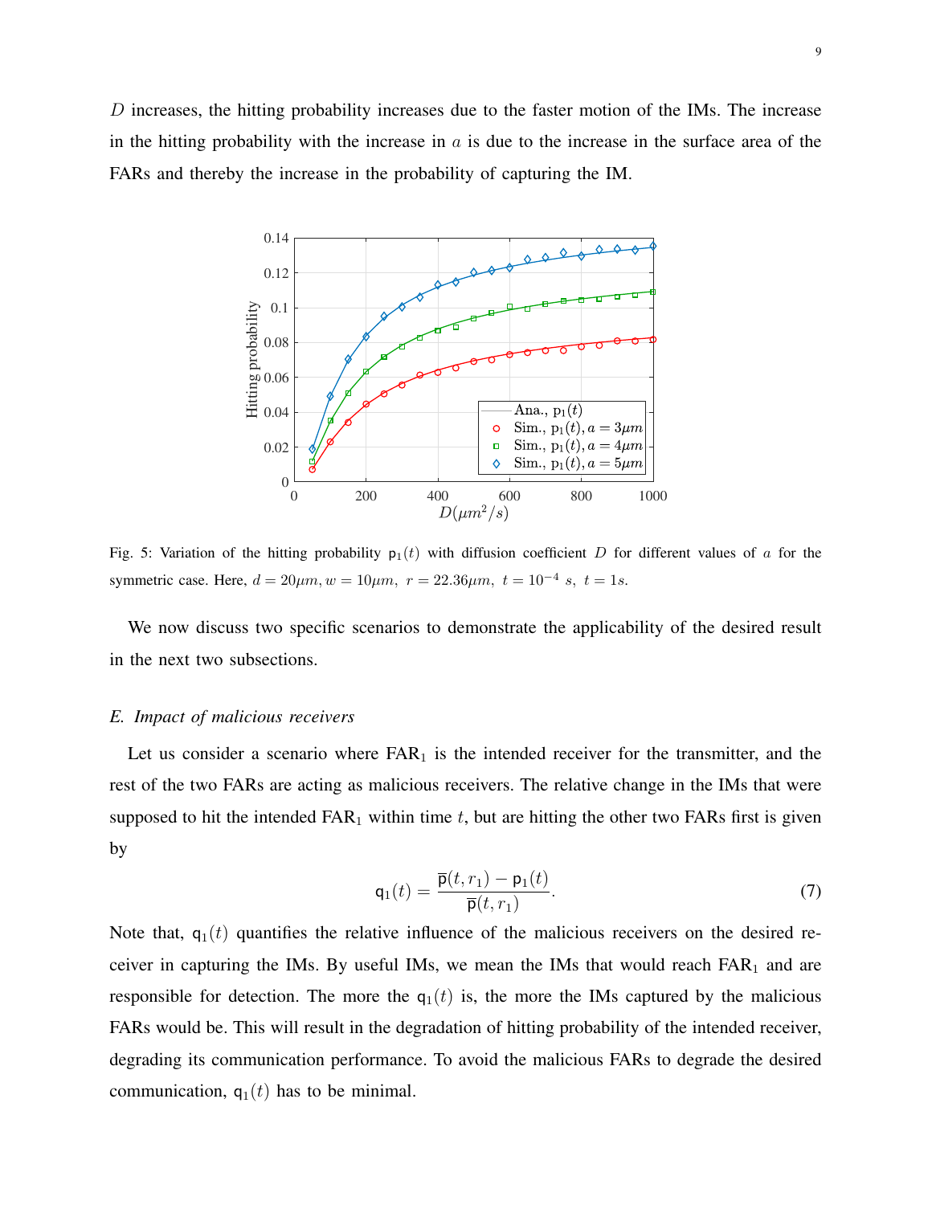$D$ increases, the hitting probability increases due to the faster motion of the IMs. The increase in the hitting probability with the increase in $a$ is due to the increase in the surface area of the FARs and thereby the increase in the probability of capturing the IM.

Fig. 5: Variation of the hitting probability $\mathsf{p}_1(t)$ with diffusion coefficient $D$ for different values of $a$ for the symmetric case. Here, $d = 20\mu m, w = 10\mu m,\ r = 22.36\mu m,\ t = 10^{-4}\ s,\ t = 1s$.

We now discuss two specific scenarios to demonstrate the applicability of the desired result in the next two subsections.

### E. Impact of malicious receivers

Let us consider a scenario where $\text{FAR}_1$ is the intended receiver for the transmitter, and the rest of the two FARs are acting as malicious receivers. The relative change in the IMs that were supposed to hit the intended $\text{FAR}_1$ within time $t$, but are hitting the other two FARs first is given by

$$\mathsf{q}_1(t) = \frac{\overline{\mathsf{p}}(t, r_1) - \mathsf{p}_1(t)}{\overline{\mathsf{p}}(t, r_1)}. \tag{7}$$

Note that, $\mathsf{q}_1(t)$ quantifies the relative influence of the malicious receivers on the desired receiver in capturing the IMs. By useful IMs, we mean the IMs that would reach $\text{FAR}_1$ and are responsible for detection. The more the $\mathsf{q}_1(t)$ is, the more the IMs captured by the malicious FARs would be. This will result in the degradation of hitting probability of the intended receiver, degrading its communication performance. To avoid the malicious FARs to degrade the desired communication, $\mathsf{q}_1(t)$ has to be minimal.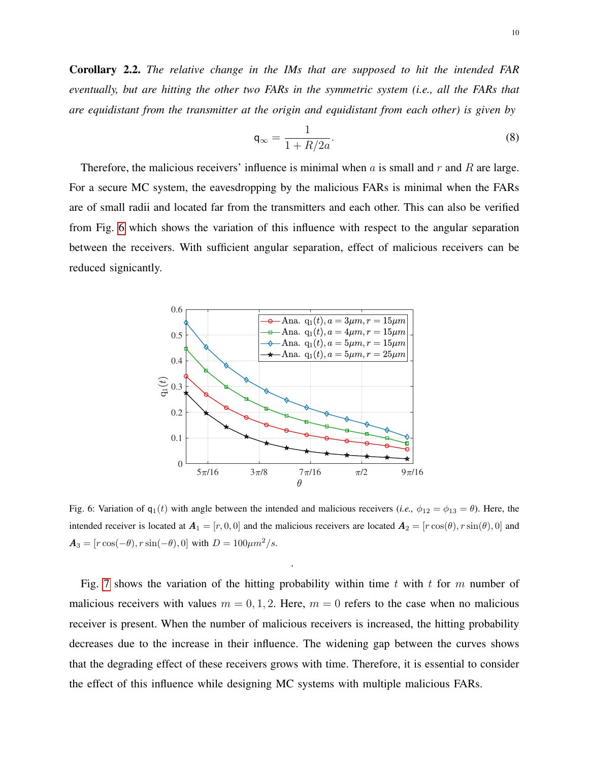**Corollary 2.2.** *The relative change in the IMs that are supposed to hit the intended FAR eventually, but are hitting the other two FARs in the symmetric system (i.e., all the FARs that are equidistant from the transmitter at the origin and equidistant from each other) is given by*

$$\mathsf{q}_{\infty} = \frac{1}{1 + R/2a}. \tag{8}$$

Therefore, the malicious receivers' influence is minimal when $a$ is small and $r$ and $R$ are large. For a secure MC system, the eavesdropping by the malicious FARs is minimal when the FARs are of small radii and located far from the transmitters and each other. This can also be verified from Fig. 6 which shows the variation of this influence with respect to the angular separation between the receivers. With sufficient angular separation, effect of malicious receivers can be reduced signicantly.

Fig. 6: Variation of $\mathsf{q}_1(t)$ with angle between the intended and malicious receivers (*i.e.,* $\phi_{12} = \phi_{13} = \theta$). Here, the intended receiver is located at $\boldsymbol{A}_1 = [r, 0, 0]$ and the malicious receivers are located $\boldsymbol{A}_2 = [r\cos(\theta), r\sin(\theta), 0]$ and $\boldsymbol{A}_3 = [r\cos(-\theta), r\sin(-\theta), 0]$ with $D = 100\mu m^2/s$.

Fig. 7 shows the variation of the hitting probability within time $t$ with $t$ for $m$ number of malicious receivers with values $m = 0, 1, 2$. Here, $m = 0$ refers to the case when no malicious receiver is present. When the number of malicious receivers is increased, the hitting probability decreases due to the increase in their influence. The widening gap between the curves shows that the degrading effect of these receivers grows with time. Therefore, it is essential to consider the effect of this influence while designing MC systems with multiple malicious FARs.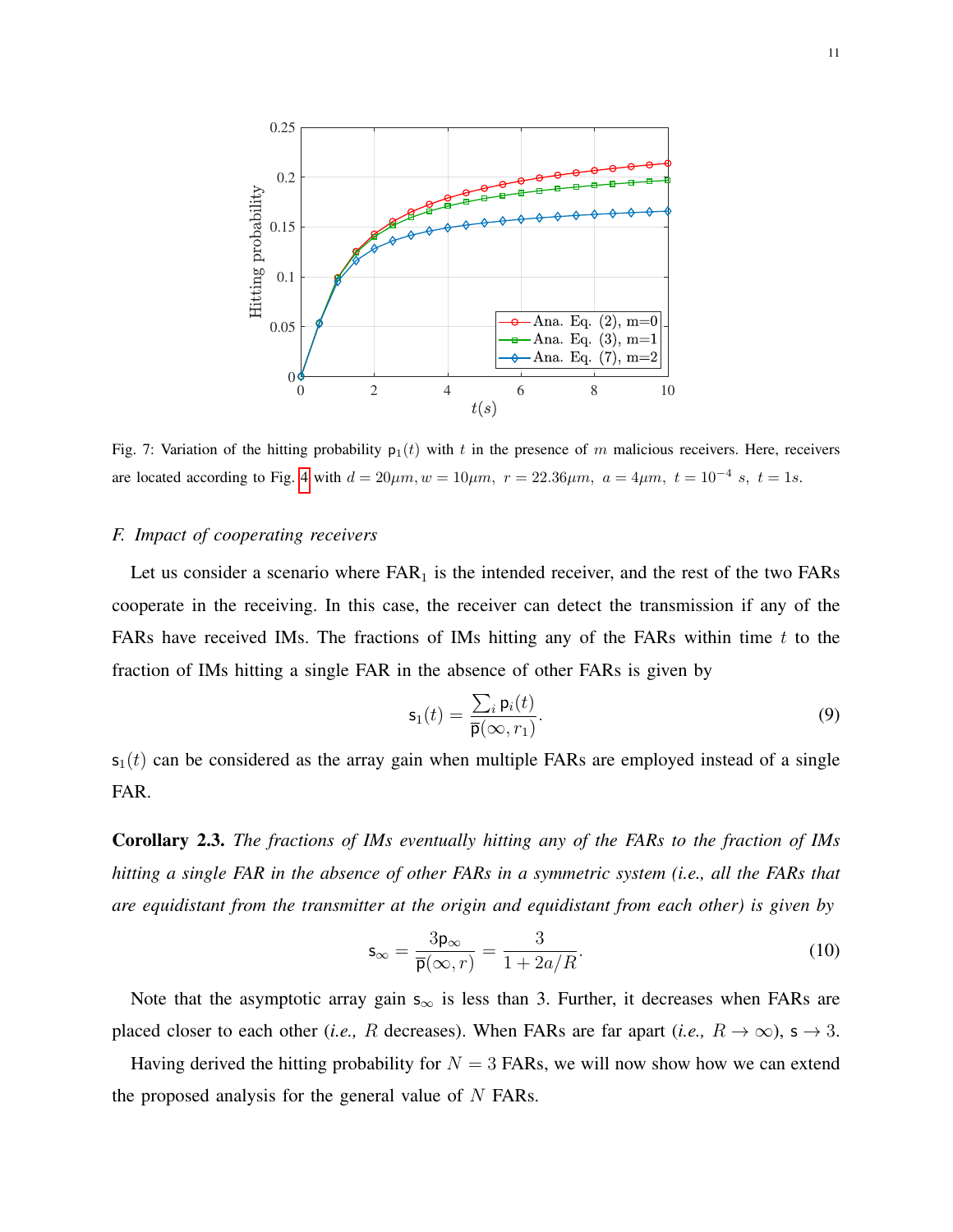Fig. 7: Variation of the hitting probability $\mathsf{p}_1(t)$ with $t$ in the presence of $m$ malicious receivers. Here, receivers are located according to Fig. 4 with $d = 20\mu m, w = 10\mu m,\ r = 22.36\mu m,\ a = 4\mu m,\ t = 10^{-4}\ s,\ t = 1s.$

### *F. Impact of cooperating receivers*

Let us consider a scenario where FAR$_1$ is the intended receiver, and the rest of the two FARs cooperate in the receiving. In this case, the receiver can detect the transmission if any of the FARs have received IMs. The fractions of IMs hitting any of the FARs within time $t$ to the fraction of IMs hitting a single FAR in the absence of other FARs is given by

$$\mathsf{s}_1(t) = \frac{\sum_i \mathsf{p}_i(t)}{\overline{\mathsf{p}}(\infty, r_1)}. \tag{9}$$

$\mathsf{s}_1(t)$ can be considered as the array gain when multiple FARs are employed instead of a single FAR.

**Corollary 2.3.** *The fractions of IMs eventually hitting any of the FARs to the fraction of IMs hitting a single FAR in the absence of other FARs in a symmetric system (i.e., all the FARs that are equidistant from the transmitter at the origin and equidistant from each other) is given by*

$$\mathsf{s}_\infty = \frac{3\mathsf{p}_\infty}{\overline{\mathsf{p}}(\infty, r)} = \frac{3}{1 + 2a/R}. \tag{10}$$

Note that the asymptotic array gain $\mathsf{s}_\infty$ is less than 3. Further, it decreases when FARs are placed closer to each other (*i.e.,* $R$ decreases). When FARs are far apart (*i.e.,* $R \to \infty$), $\mathsf{s} \to 3$.

Having derived the hitting probability for $N = 3$ FARs, we will now show how we can extend the proposed analysis for the general value of $N$ FARs.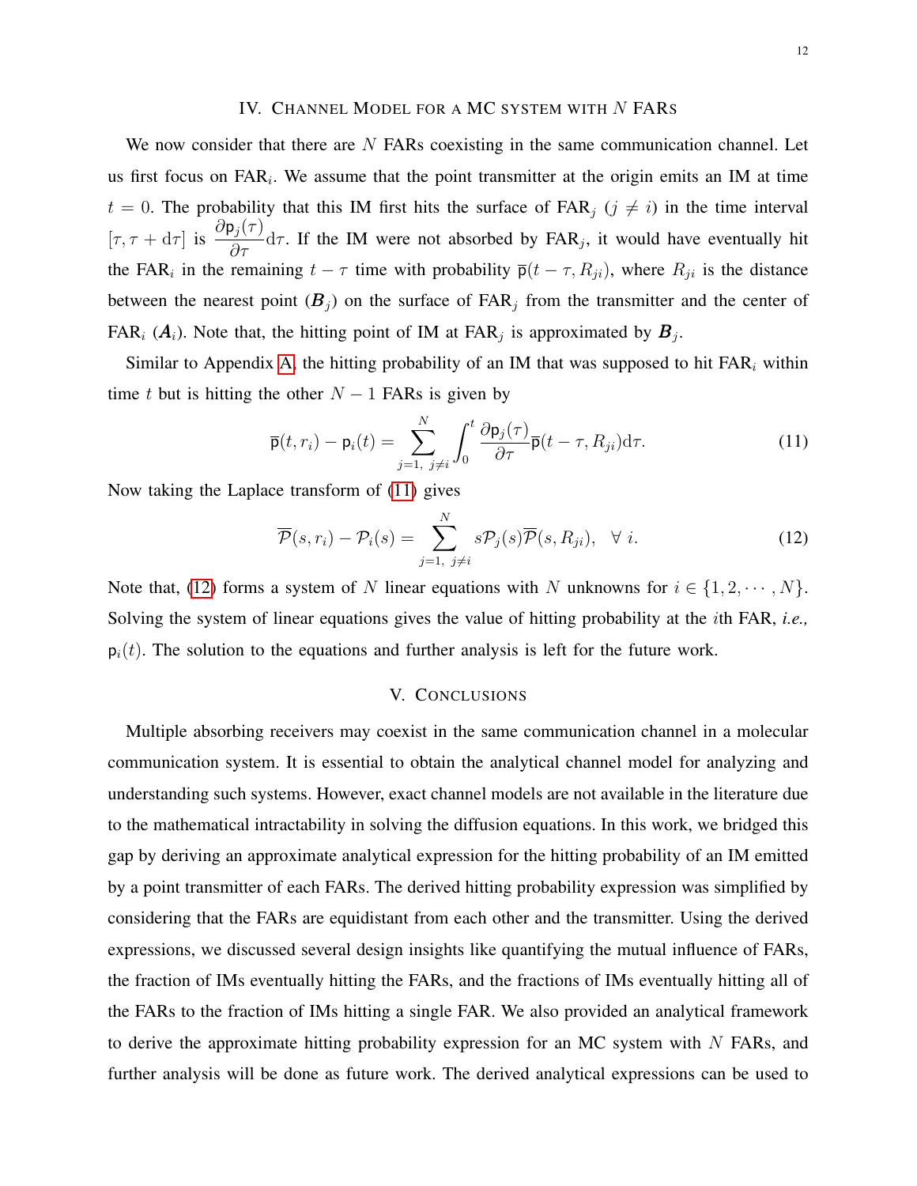## IV. Channel Model for a MC System with $N$ FARs

We now consider that there are $N$ FARs coexisting in the same communication channel. Let us first focus on FAR$_i$. We assume that the point transmitter at the origin emits an IM at time $t = 0$. The probability that this IM first hits the surface of FAR$_j$ ($j \neq i$) in the time interval $[\tau, \tau + \mathrm{d}\tau]$ is $\frac{\partial \mathsf{p}_j(\tau)}{\partial \tau}\mathrm{d}\tau$. If the IM were not absorbed by FAR$_j$, it would have eventually hit the FAR$_i$ in the remaining $t - \tau$ time with probability $\overline{\mathsf{p}}(t-\tau, R_{ji})$, where $R_{ji}$ is the distance between the nearest point ($\boldsymbol{B}_j$) on the surface of FAR$_j$ from the transmitter and the center of FAR$_i$ ($\boldsymbol{A}_i$). Note that, the hitting point of IM at FAR$_j$ is approximated by $\boldsymbol{B}_j$.

Similar to Appendix A, the hitting probability of an IM that was supposed to hit FAR$_i$ within time $t$ but is hitting the other $N-1$ FARs is given by

$$\overline{\mathsf{p}}(t, r_i) - \mathsf{p}_i(t) = \sum_{j=1,\ j\neq i}^{N} \int_0^t \frac{\partial \mathsf{p}_j(\tau)}{\partial \tau} \overline{\mathsf{p}}(t-\tau, R_{ji}) \mathrm{d}\tau. \tag{11}$$

Now taking the Laplace transform of (11) gives

$$\overline{\mathcal{P}}(s, r_i) - \mathcal{P}_i(s) = \sum_{j=1,\ j\neq i}^{N} s\mathcal{P}_j(s)\overline{\mathcal{P}}(s, R_{ji}), \quad \forall\ i. \tag{12}$$

Note that, (12) forms a system of $N$ linear equations with $N$ unknowns for $i \in \{1, 2, \cdots, N\}$. Solving the system of linear equations gives the value of hitting probability at the $i$th FAR, *i.e.,* $\mathsf{p}_i(t)$. The solution to the equations and further analysis is left for the future work.

## V. Conclusions

Multiple absorbing receivers may coexist in the same communication channel in a molecular communication system. It is essential to obtain the analytical channel model for analyzing and understanding such systems. However, exact channel models are not available in the literature due to the mathematical intractability in solving the diffusion equations. In this work, we bridged this gap by deriving an approximate analytical expression for the hitting probability of an IM emitted by a point transmitter of each FARs. The derived hitting probability expression was simplified by considering that the FARs are equidistant from each other and the transmitter. Using the derived expressions, we discussed several design insights like quantifying the mutual influence of FARs, the fraction of IMs eventually hitting the FARs, and the fractions of IMs eventually hitting all of the FARs to the fraction of IMs hitting a single FAR. We also provided an analytical framework to derive the approximate hitting probability expression for an MC system with $N$ FARs, and further analysis will be done as future work. The derived analytical expressions can be used to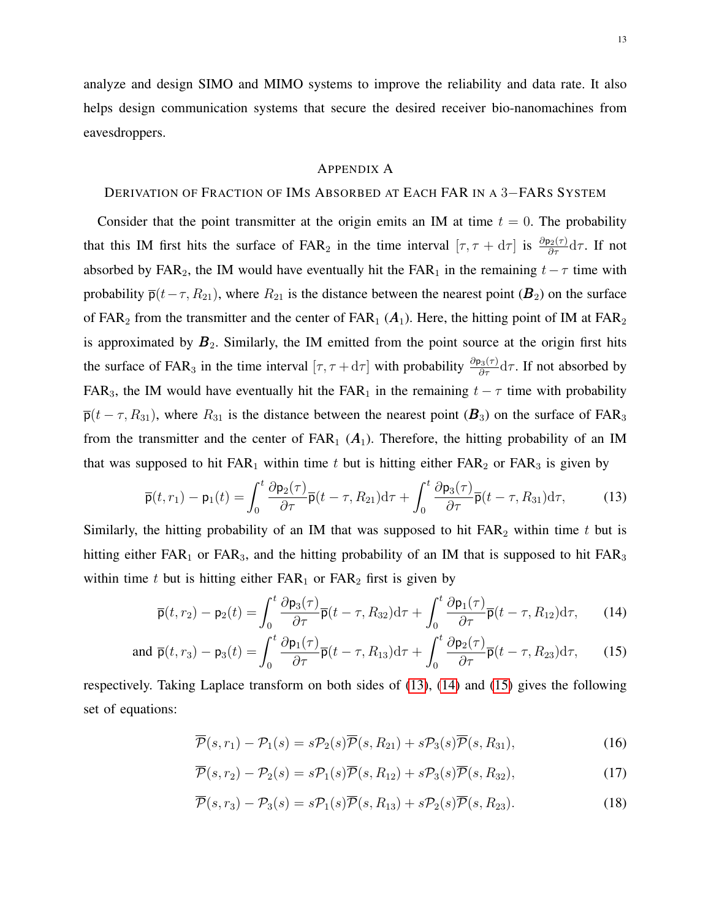analyze and design SIMO and MIMO systems to improve the reliability and data rate. It also helps design communication systems that secure the desired receiver bio-nanomachines from eavesdroppers.

## Appendix A

### Derivation of Fraction of IMs Absorbed at Each FAR in a 3−FARs System

Consider that the point transmitter at the origin emits an IM at time $t = 0$. The probability that this IM first hits the surface of $\text{FAR}_2$ in the time interval $[\tau, \tau + \mathrm{d}\tau]$ is $\frac{\partial \mathsf{p}_2(\tau)}{\partial \tau}\mathrm{d}\tau$. If not absorbed by $\text{FAR}_2$, the IM would have eventually hit the $\text{FAR}_1$ in the remaining $t-\tau$ time with probability $\overline{\mathsf{p}}(t-\tau, R_{21})$, where $R_{21}$ is the distance between the nearest point ($\boldsymbol{B}_2$) on the surface of $\text{FAR}_2$ from the transmitter and the center of $\text{FAR}_1$ ($\boldsymbol{A}_1$). Here, the hitting point of IM at $\text{FAR}_2$ is approximated by $\boldsymbol{B}_2$. Similarly, the IM emitted from the point source at the origin first hits the surface of $\text{FAR}_3$ in the time interval $[\tau, \tau + \mathrm{d}\tau]$ with probability $\frac{\partial \mathsf{p}_3(\tau)}{\partial \tau}\mathrm{d}\tau$. If not absorbed by $\text{FAR}_3$, the IM would have eventually hit the $\text{FAR}_1$ in the remaining $t - \tau$ time with probability $\overline{\mathsf{p}}(t - \tau, R_{31})$, where $R_{31}$ is the distance between the nearest point ($\boldsymbol{B}_3$) on the surface of $\text{FAR}_3$ from the transmitter and the center of $\text{FAR}_1$ ($\boldsymbol{A}_1$). Therefore, the hitting probability of an IM that was supposed to hit $\text{FAR}_1$ within time $t$ but is hitting either $\text{FAR}_2$ or $\text{FAR}_3$ is given by

$$\overline{\mathsf{p}}(t, r_1) - \mathsf{p}_1(t) = \int_0^t \frac{\partial \mathsf{p}_2(\tau)}{\partial \tau}\overline{\mathsf{p}}(t-\tau, R_{21})\mathrm{d}\tau + \int_0^t \frac{\partial \mathsf{p}_3(\tau)}{\partial \tau}\overline{\mathsf{p}}(t-\tau, R_{31})\mathrm{d}\tau, \tag{13}$$

Similarly, the hitting probability of an IM that was supposed to hit $\text{FAR}_2$ within time $t$ but is hitting either $\text{FAR}_1$ or $\text{FAR}_3$, and the hitting probability of an IM that is supposed to hit $\text{FAR}_3$ within time $t$ but is hitting either $\text{FAR}_1$ or $\text{FAR}_2$ first is given by

$$\overline{\mathsf{p}}(t, r_2) - \mathsf{p}_2(t) = \int_0^t \frac{\partial \mathsf{p}_3(\tau)}{\partial \tau}\overline{\mathsf{p}}(t-\tau, R_{32})\mathrm{d}\tau + \int_0^t \frac{\partial \mathsf{p}_1(\tau)}{\partial \tau}\overline{\mathsf{p}}(t-\tau, R_{12})\mathrm{d}\tau, \tag{14}$$

$$\text{and } \overline{\mathsf{p}}(t, r_3) - \mathsf{p}_3(t) = \int_0^t \frac{\partial \mathsf{p}_1(\tau)}{\partial \tau}\overline{\mathsf{p}}(t-\tau, R_{13})\mathrm{d}\tau + \int_0^t \frac{\partial \mathsf{p}_2(\tau)}{\partial \tau}\overline{\mathsf{p}}(t-\tau, R_{23})\mathrm{d}\tau, \tag{15}$$

respectively. Taking Laplace transform on both sides of (13), (14) and (15) gives the following set of equations:

$$\overline{\mathcal{P}}(s, r_1) - \mathcal{P}_1(s) = s\mathcal{P}_2(s)\overline{\mathcal{P}}(s, R_{21}) + s\mathcal{P}_3(s)\overline{\mathcal{P}}(s, R_{31}), \tag{16}$$

$$\overline{\mathcal{P}}(s, r_2) - \mathcal{P}_2(s) = s\mathcal{P}_1(s)\overline{\mathcal{P}}(s, R_{12}) + s\mathcal{P}_3(s)\overline{\mathcal{P}}(s, R_{32}), \tag{17}$$

$$\overline{\mathcal{P}}(s, r_3) - \mathcal{P}_3(s) = s\mathcal{P}_1(s)\overline{\mathcal{P}}(s, R_{13}) + s\mathcal{P}_2(s)\overline{\mathcal{P}}(s, R_{23}). \tag{18}$$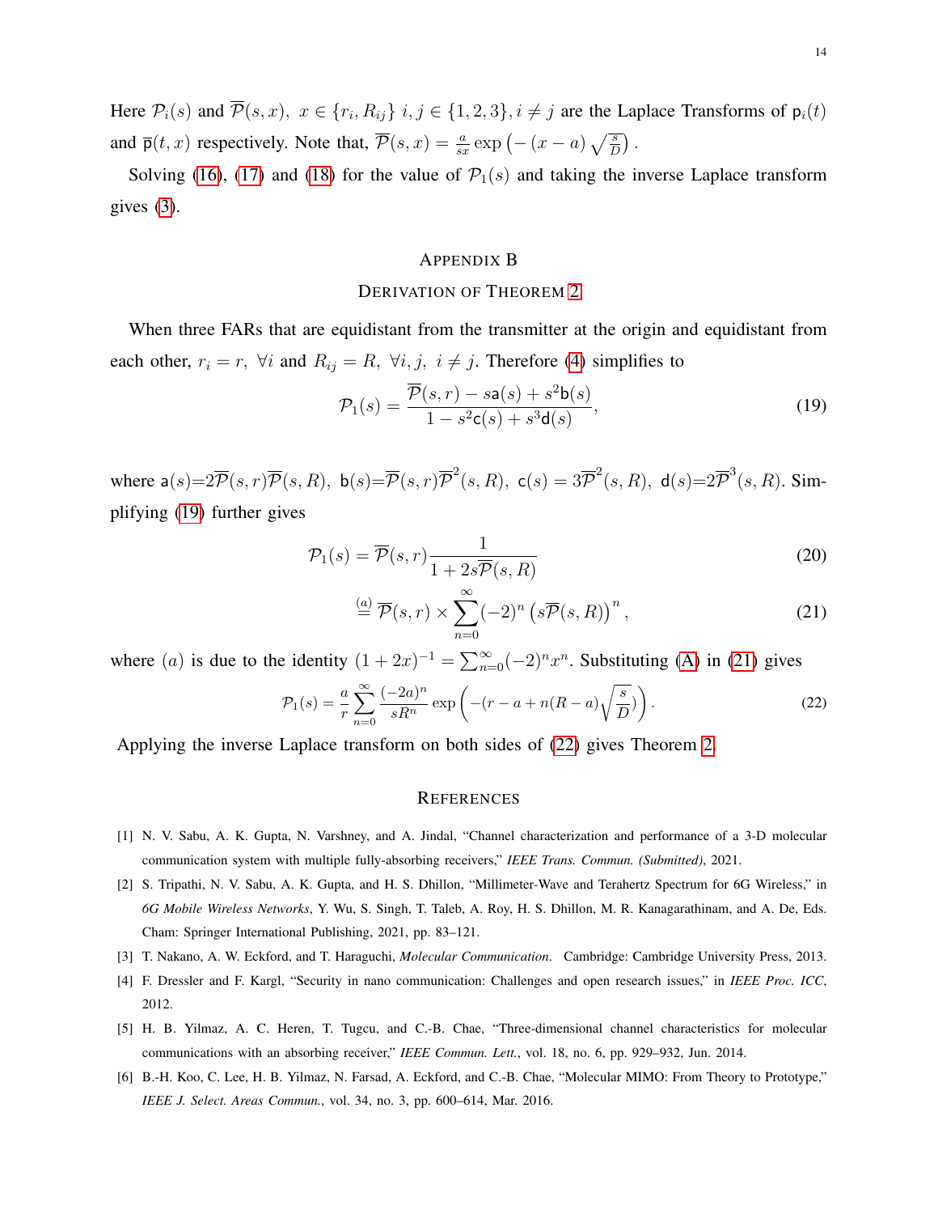Here $\mathcal{P}_i(s)$ and $\overline{\mathcal{P}}(s,x),\ x \in \{r_i, R_{ij}\}\ i,j \in \{1,2,3\}, i \neq j$ are the Laplace Transforms of $\mathsf{p}_i(t)$ and $\overline{\mathsf{p}}(t,x)$ respectively. Note that, $\overline{\mathcal{P}}(s,x) = \frac{a}{sx}\exp\left(-\left(x-a\right)\sqrt{\frac{s}{D}}\right).$

Solving (16), (17) and (18) for the value of $\mathcal{P}_1(s)$ and taking the inverse Laplace transform gives (3).

## Appendix B
## Derivation of Theorem 2

When three FARs that are equidistant from the transmitter at the origin and equidistant from each other, $r_i = r,\ \forall i$ and $R_{ij} = R,\ \forall i,j,\ i \neq j$. Therefore (4) simplifies to

$$\mathcal{P}_1(s) = \frac{\overline{\mathcal{P}}(s,r) - s\mathsf{a}(s) + s^2\mathsf{b}(s)}{1 - s^2\mathsf{c}(s) + s^3\mathsf{d}(s)}, \tag{19}$$

where $\mathsf{a}(s){=}2\overline{\mathcal{P}}(s,r)\overline{\mathcal{P}}(s,R),\ \mathsf{b}(s){=}\overline{\mathcal{P}}(s,r)\overline{\mathcal{P}}^2(s,R),\ \mathsf{c}(s) = 3\overline{\mathcal{P}}^2(s,R),\ \mathsf{d}(s){=}2\overline{\mathcal{P}}^3(s,R)$. Simplifying (19) further gives

$$\mathcal{P}_1(s) = \overline{\mathcal{P}}(s,r)\frac{1}{1+2s\overline{\mathcal{P}}(s,R)} \tag{20}$$

$$\stackrel{(a)}{=} \overline{\mathcal{P}}(s,r) \times \sum_{n=0}^{\infty}(-2)^n\left(s\overline{\mathcal{P}}(s,R)\right)^n, \tag{21}$$

where $(a)$ is due to the identity $(1+2x)^{-1} = \sum_{n=0}^{\infty}(-2)^n x^n$. Substituting (A) in (21) gives

$$\mathcal{P}_1(s) = \frac{a}{r}\sum_{n=0}^{\infty}\frac{(-2a)^n}{sR^n}\exp\left(-(r-a+n(R-a)\sqrt{\frac{s}{D}})\right). \tag{22}$$

Applying the inverse Laplace transform on both sides of (22) gives Theorem 2.

## References

[1] N. V. Sabu, A. K. Gupta, N. Varshney, and A. Jindal, "Channel characterization and performance of a 3-D molecular communication system with multiple fully-absorbing receivers," *IEEE Trans. Commun. (Submitted)*, 2021.

[2] S. Tripathi, N. V. Sabu, A. K. Gupta, and H. S. Dhillon, "Millimeter-Wave and Terahertz Spectrum for 6G Wireless," in *6G Mobile Wireless Networks*, Y. Wu, S. Singh, T. Taleb, A. Roy, H. S. Dhillon, M. R. Kanagarathinam, and A. De, Eds. Cham: Springer International Publishing, 2021, pp. 83–121.

[3] T. Nakano, A. W. Eckford, and T. Haraguchi, *Molecular Communication*. Cambridge: Cambridge University Press, 2013.

[4] F. Dressler and F. Kargl, "Security in nano communication: Challenges and open research issues," in *IEEE Proc. ICC*, 2012.

[5] H. B. Yilmaz, A. C. Heren, T. Tugcu, and C.-B. Chae, "Three-dimensional channel characteristics for molecular communications with an absorbing receiver," *IEEE Commun. Lett.*, vol. 18, no. 6, pp. 929–932, Jun. 2014.

[6] B.-H. Koo, C. Lee, H. B. Yilmaz, N. Farsad, A. Eckford, and C.-B. Chae, "Molecular MIMO: From Theory to Prototype," *IEEE J. Select. Areas Commun.*, vol. 34, no. 3, pp. 600–614, Mar. 2016.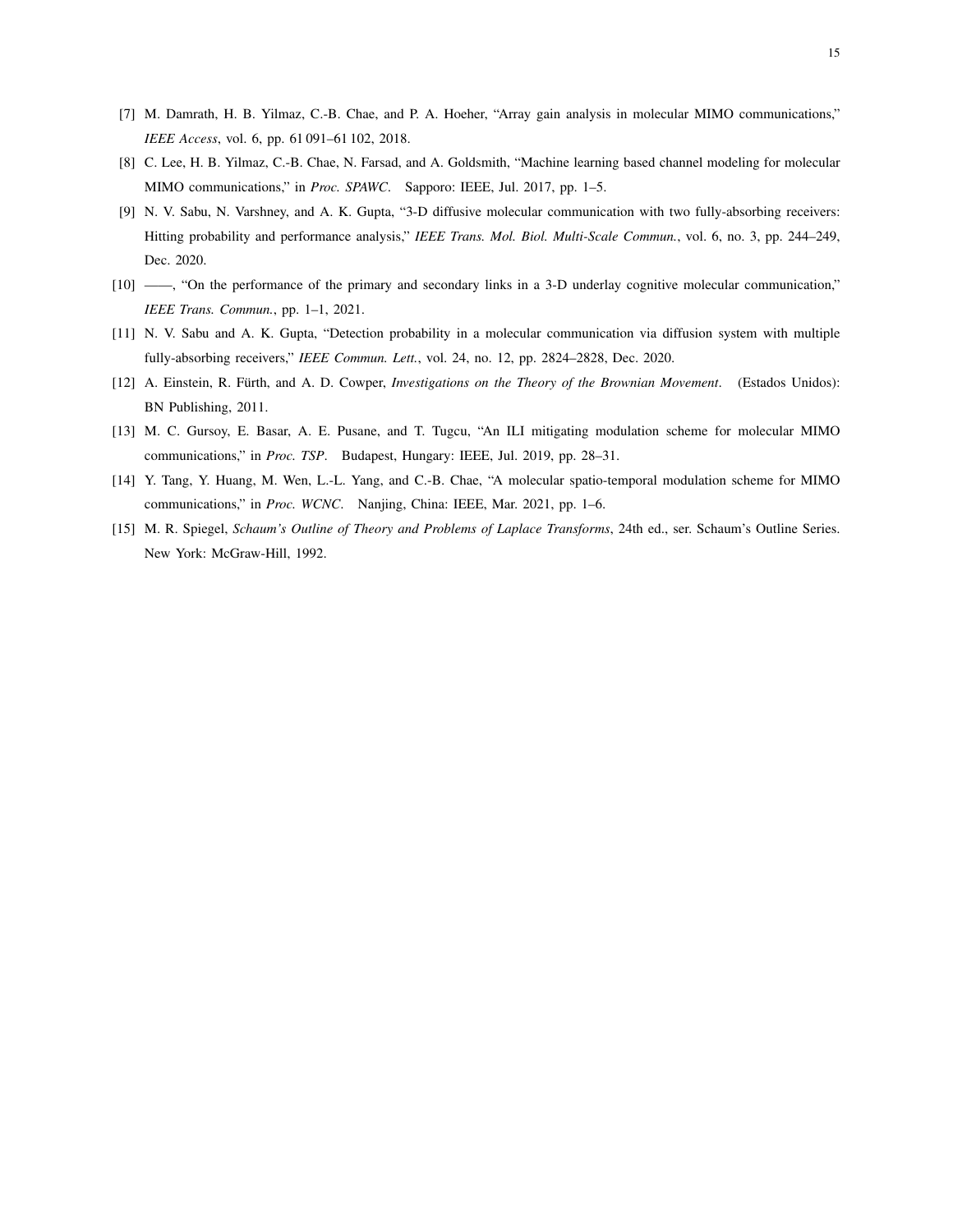[7] M. Damrath, H. B. Yilmaz, C.-B. Chae, and P. A. Hoeher, "Array gain analysis in molecular MIMO communications," *IEEE Access*, vol. 6, pp. 61 091–61 102, 2018.

[8] C. Lee, H. B. Yilmaz, C.-B. Chae, N. Farsad, and A. Goldsmith, "Machine learning based channel modeling for molecular MIMO communications," in *Proc. SPAWC*. Sapporo: IEEE, Jul. 2017, pp. 1–5.

[9] N. V. Sabu, N. Varshney, and A. K. Gupta, "3-D diffusive molecular communication with two fully-absorbing receivers: Hitting probability and performance analysis," *IEEE Trans. Mol. Biol. Multi-Scale Commun.*, vol. 6, no. 3, pp. 244–249, Dec. 2020.

[10] ——, "On the performance of the primary and secondary links in a 3-D underlay cognitive molecular communication," *IEEE Trans. Commun.*, pp. 1–1, 2021.

[11] N. V. Sabu and A. K. Gupta, "Detection probability in a molecular communication via diffusion system with multiple fully-absorbing receivers," *IEEE Commun. Lett.*, vol. 24, no. 12, pp. 2824–2828, Dec. 2020.

[12] A. Einstein, R. Fürth, and A. D. Cowper, *Investigations on the Theory of the Brownian Movement*. (Estados Unidos): BN Publishing, 2011.

[13] M. C. Gursoy, E. Basar, A. E. Pusane, and T. Tugcu, "An ILI mitigating modulation scheme for molecular MIMO communications," in *Proc. TSP*. Budapest, Hungary: IEEE, Jul. 2019, pp. 28–31.

[14] Y. Tang, Y. Huang, M. Wen, L.-L. Yang, and C.-B. Chae, "A molecular spatio-temporal modulation scheme for MIMO communications," in *Proc. WCNC*. Nanjing, China: IEEE, Mar. 2021, pp. 1–6.

[15] M. R. Spiegel, *Schaum's Outline of Theory and Problems of Laplace Transforms*, 24th ed., ser. Schaum's Outline Series. New York: McGraw-Hill, 1992.